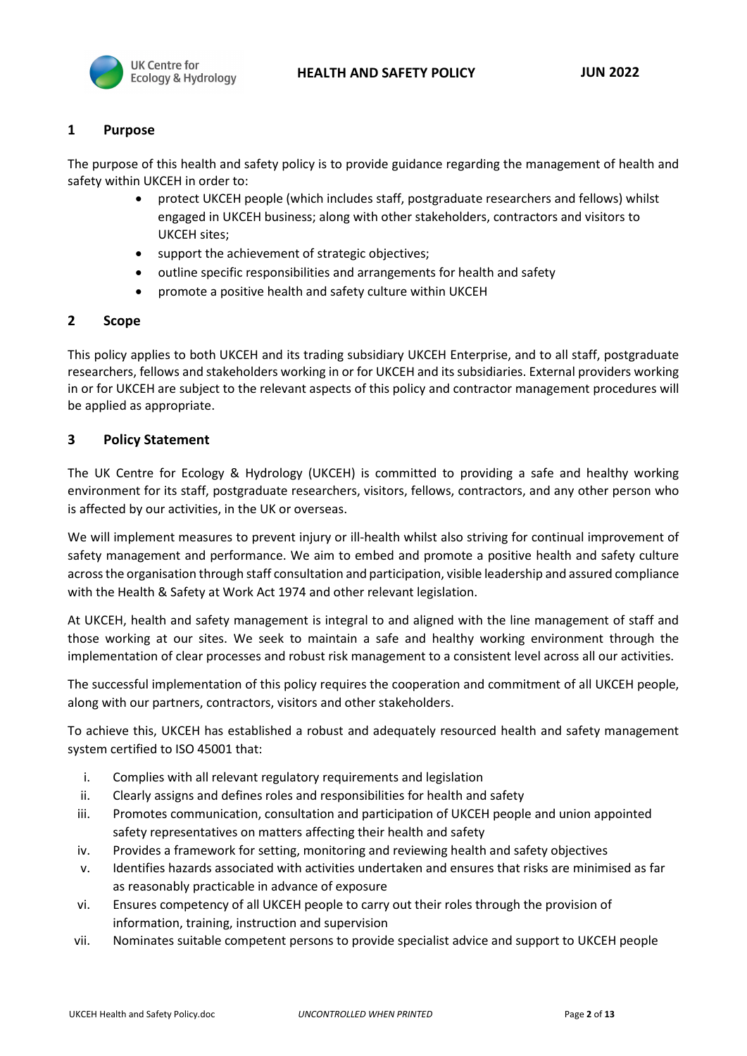## 1 Purpose

The purpose of this health and safety policy is to provide guidance regarding the management of health and safety within UKCEH in order to:

- protect UKCEH people (which includes staff, postgraduate researchers and fellows) whilst engaged in UKCEH business; along with other stakeholders, contractors and visitors to UKCEH sites;
- support the achievement of strategic objectives;
- outline specific responsibilities and arrangements for health and safety
- promote a positive health and safety culture within UKCEH

## 2 Scope

This policy applies to both UKCEH and its trading subsidiary UKCEH Enterprise, and to all staff, postgraduate researchers, fellows and stakeholders working in or for UKCEH and its subsidiaries. External providers working in or for UKCEH are subject to the relevant aspects of this policy and contractor management procedures will be applied as appropriate.

## 3 Policy Statement

The UK Centre for Ecology & Hydrology (UKCEH) is committed to providing a safe and healthy working environment for its staff, postgraduate researchers, visitors, fellows, contractors, and any other person who is affected by our activities, in the UK or overseas.

We will implement measures to prevent injury or ill-health whilst also striving for continual improvement of safety management and performance. We aim to embed and promote a positive health and safety culture across the organisation through staff consultation and participation, visible leadership and assured compliance with the Health & Safety at Work Act 1974 and other relevant legislation.

At UKCEH, health and safety management is integral to and aligned with the line management of staff and those working at our sites. We seek to maintain a safe and healthy working environment through the implementation of clear processes and robust risk management to a consistent level across all our activities.

The successful implementation of this policy requires the cooperation and commitment of all UKCEH people, along with our partners, contractors, visitors and other stakeholders.

To achieve this, UKCEH has established a robust and adequately resourced health and safety management system certified to ISO 45001 that:

i. Complies with all relevant regulatory requirements and legislation
ii. Clearly assigns and defines roles and responsibilities for health and safety
iii. Promotes communication, consultation and participation of UKCEH people and union appointed safety representatives on matters affecting their health and safety
iv. Provides a framework for setting, monitoring and reviewing health and safety objectives
v. Identifies hazards associated with activities undertaken and ensures that risks are minimised as far as reasonably practicable in advance of exposure
vi. Ensures competency of all UKCEH people to carry out their roles through the provision of information, training, instruction and supervision
vii. Nominates suitable competent persons to provide specialist advice and support to UKCEH people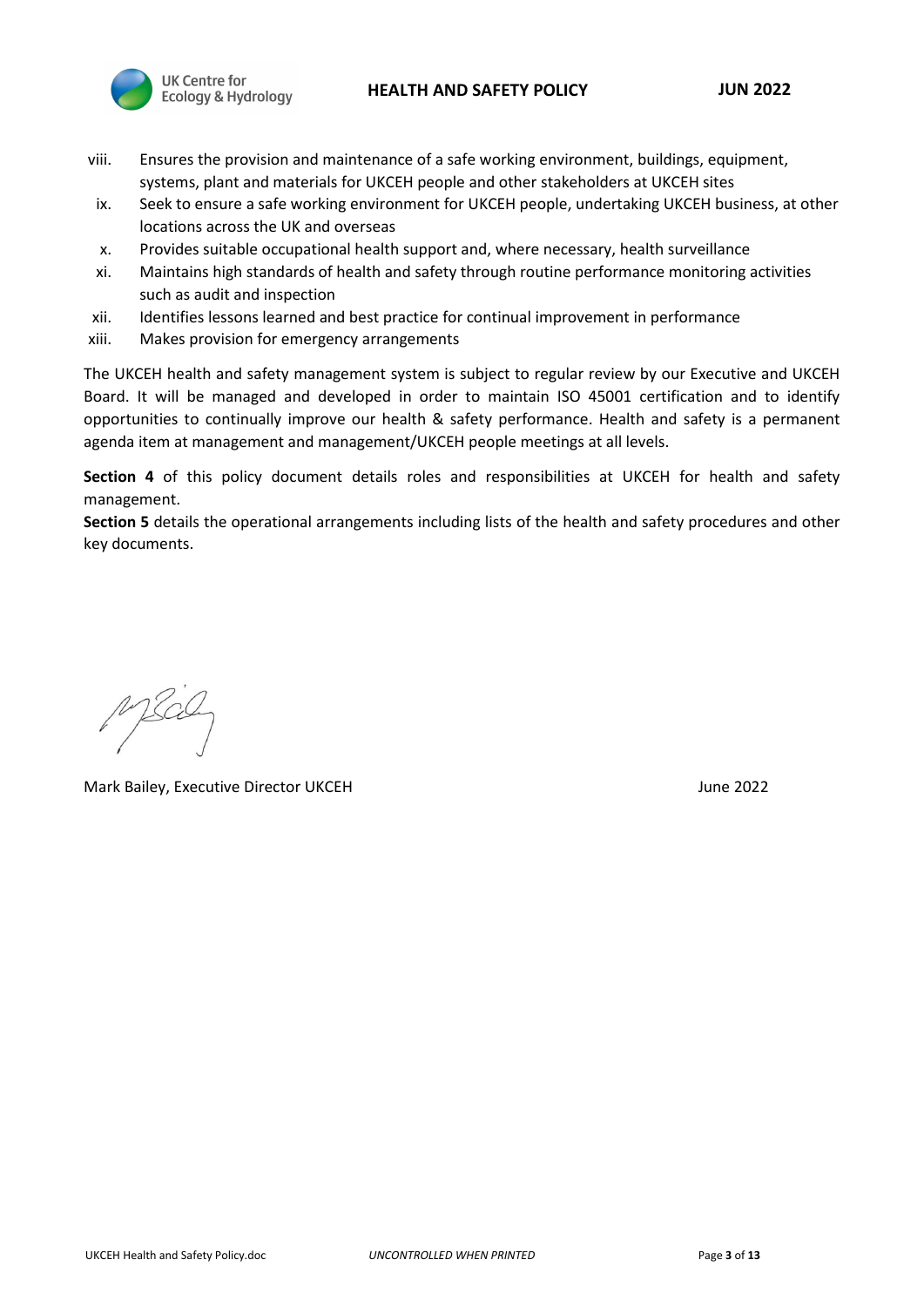viii. Ensures the provision and maintenance of a safe working environment, buildings, equipment, systems, plant and materials for UKCEH people and other stakeholders at UKCEH sites
ix. Seek to ensure a safe working environment for UKCEH people, undertaking UKCEH business, at other locations across the UK and overseas
x. Provides suitable occupational health support and, where necessary, health surveillance
xi. Maintains high standards of health and safety through routine performance monitoring activities such as audit and inspection
xii. Identifies lessons learned and best practice for continual improvement in performance
xiii. Makes provision for emergency arrangements

The UKCEH health and safety management system is subject to regular review by our Executive and UKCEH Board. It will be managed and developed in order to maintain ISO 45001 certification and to identify opportunities to continually improve our health & safety performance. Health and safety is a permanent agenda item at management and management/UKCEH people meetings at all levels.

**Section 4** of this policy document details roles and responsibilities at UKCEH for health and safety management.

**Section 5** details the operational arrangements including lists of the health and safety procedures and other key documents.

Mark Bailey, Executive Director UKCEH

June 2022